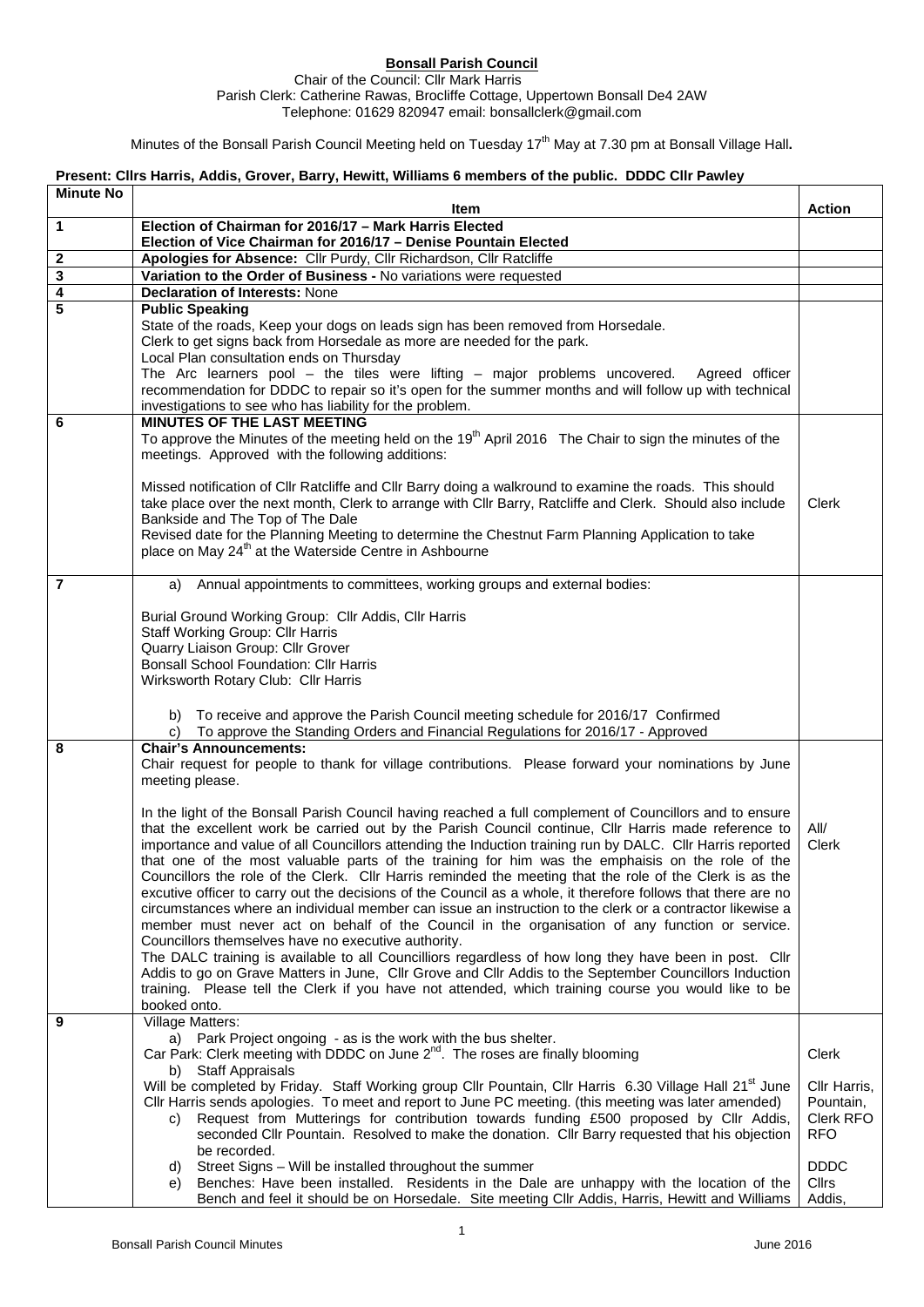**Bonsall Parish Council**

Chair of the Council: Cllr Mark Harris
Parish Clerk: Catherine Rawas, Brocliffe Cottage, Uppertown Bonsall De4 2AW
Telephone: 01629 820947 email: bonsallclerk@gmail.com

Minutes of the Bonsall Parish Council Meeting held on Tuesday 17th May at 7.30 pm at Bonsall Village Hall**.**

**Present: Cllrs Harris, Addis, Grover, Barry, Hewitt, Williams 6 members of the public. DDDC Cllr Pawley**

| Minute No | Item | Action |
|---|---|---|
| **1** | **Election of Chairman for 2016/17 – Mark Harris Elected**<br>**Election of Vice Chairman for 2016/17 – Denise Pountain Elected** | |
| **2** | **Apologies for Absence:** Cllr Purdy, Cllr Richardson, Cllr Ratcliffe | |
| **3** | **Variation to the Order of Business -** No variations were requested | |
| **4** | **Declaration of Interests:** None | |
| **5** | **Public Speaking**<br>State of the roads, Keep your dogs on leads sign has been removed from Horsedale.<br>Clerk to get signs back from Horsedale as more are needed for the park.<br>Local Plan consultation ends on Thursday<br>The Arc learners pool – the tiles were lifting – major problems uncovered. Agreed officer recommendation for DDDC to repair so it's open for the summer months and will follow up with technical investigations to see who has liability for the problem. | |
| **6** | **MINUTES OF THE LAST MEETING**<br>To approve the Minutes of the meeting held on the 19th April 2016 The Chair to sign the minutes of the meetings. Approved with the following additions:<br><br>Missed notification of Cllr Ratcliffe and Cllr Barry doing a walkround to examine the roads. This should take place over the next month, Clerk to arrange with Cllr Barry, Ratcliffe and Clerk. Should also include Bankside and The Top of The Dale<br>Revised date for the Planning Meeting to determine the Chestnut Farm Planning Application to take place on May 24th at the Waterside Centre in Ashbourne | Clerk |
| **7** | a) Annual appointments to committees, working groups and external bodies:<br><br>Burial Ground Working Group: Cllr Addis, Cllr Harris<br>Staff Working Group: Cllr Harris<br>Quarry Liaison Group: Cllr Grover<br>Bonsall School Foundation: Cllr Harris<br>Wirksworth Rotary Club: Cllr Harris<br><br>b) To receive and approve the Parish Council meeting schedule for 2016/17 Confirmed<br>c) To approve the Standing Orders and Financial Regulations for 2016/17 - Approved | |
| **8** | **Chair's Announcements:**<br>Chair request for people to thank for village contributions. Please forward your nominations by June meeting please.<br><br>In the light of the Bonsall Parish Council having reached a full complement of Councillors and to ensure that the excellent work be carried out by the Parish Council continue, Cllr Harris made reference to importance and value of all Councillors attending the Induction training run by DALC. Cllr Harris reported that one of the most valuable parts of the training for him was the emphaisis on the role of the Councillors the role of the Clerk. Cllr Harris reminded the meeting that the role of the Clerk is as the excutive officer to carry out the decisions of the Council as a whole, it therefore follows that there are no circumstances where an individual member can issue an instruction to the clerk or a contractor likewise a member must never act on behalf of the Council in the organisation of any function or service. Councillors themselves have no executive authority.<br>The DALC training is available to all Councilliors regardless of how long they have been in post. Cllr Addis to go on Grave Matters in June, Cllr Grove and Cllr Addis to the September Councillors Induction training. Please tell the Clerk if you have not attended, which training course you would like to be booked onto. | All/<br>Clerk |
| **9** | Village Matters:<br>a) Park Project ongoing - as is the work with the bus shelter.<br>Car Park: Clerk meeting with DDDC on June 2nd. The roses are finally blooming<br>b) Staff Appraisals<br>Will be completed by Friday. Staff Working group Cllr Pountain, Cllr Harris 6.30 Village Hall 21st June Cllr Harris sends apologies. To meet and report to June PC meeting. (this meeting was later amended)<br>c) Request from Mutterings for contribution towards funding £500 proposed by Cllr Addis, seconded Cllr Pountain. Resolved to make the donation. Cllr Barry requested that his objection be recorded.<br>d) Street Signs – Will be installed throughout the summer<br>e) Benches: Have been installed. Residents in the Dale are unhappy with the location of the Bench and feel it should be on Horsedale. Site meeting Cllr Addis, Harris, Hewitt and Williams | Clerk<br><br>Cllr Harris,<br>Pountain,<br>Clerk RFO<br>RFO<br><br>DDDC<br>Cllrs<br>Addis, |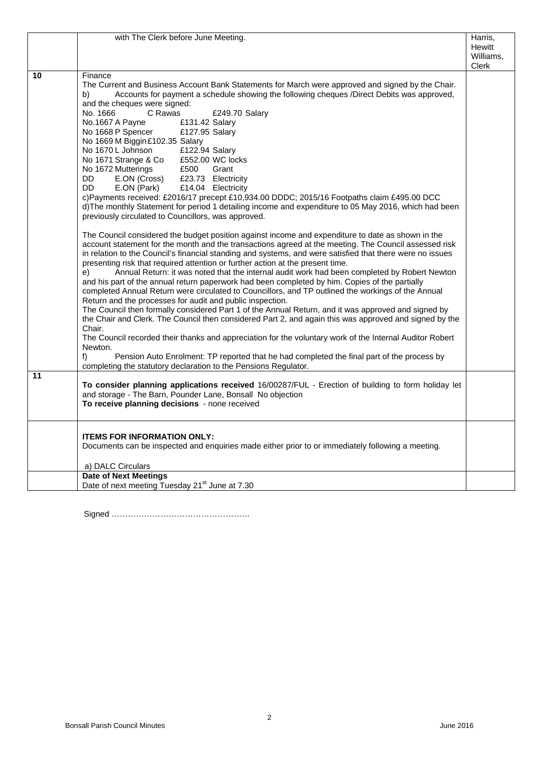| | | |
|---|---|---|
| | with The Clerk before June Meeting. | Harris, Hewitt Williams, Clerk |
| **10** | Finance<br>The Current and Business Account Bank Statements for March were approved and signed by the Chair.<br>b) Accounts for payment a schedule showing the following cheques /Direct Debits was approved, and the cheques were signed:<br>No. 1666 C Rawas £249.70 Salary<br>No.1667 A Payne £131.42 Salary<br>No 1668 P Spencer £127.95 Salary<br>No 1669 M Biggin £102.35 Salary<br>No 1670 L Johnson £122.94 Salary<br>No 1671 Strange & Co £552.00 WC locks<br>No 1672 Mutterings £500 Grant<br>DD E.ON (Cross) £23.73 Electricity<br>DD E.ON (Park) £14.04 Electricity<br>c)Payments received: £2016/17 precept £10,934.00 DDDC; 2015/16 Footpaths claim £495.00 DCC<br>d)The monthly Statement for period 1 detailing income and expenditure to 05 May 2016, which had been previously circulated to Councillors, was approved.<br><br>The Council considered the budget position against income and expenditure to date as shown in the account statement for the month and the transactions agreed at the meeting. The Council assessed risk in relation to the Council's financial standing and systems, and were satisfied that there were no issues presenting risk that required attention or further action at the present time.<br>e) Annual Return: it was noted that the internal audit work had been completed by Robert Newton and his part of the annual return paperwork had been completed by him. Copies of the partially completed Annual Return were circulated to Councillors, and TP outlined the workings of the Annual Return and the processes for audit and public inspection.<br>The Council then formally considered Part 1 of the Annual Return, and it was approved and signed by the Chair and Clerk. The Council then considered Part 2, and again this was approved and signed by the Chair.<br>The Council recorded their thanks and appreciation for the voluntary work of the Internal Auditor Robert Newton.<br>f) Pension Auto Enrolment: TP reported that he had completed the final part of the process by completing the statutory declaration to the Pensions Regulator. | |
| **11** | **To consider planning applications received** 16/00287/FUL - Erection of building to form holiday let and storage - The Barn, Pounder Lane, Bonsall No objection<br>**To receive planning decisions** - none received | |
| | **ITEMS FOR INFORMATION ONLY:**<br>Documents can be inspected and enquiries made either prior to or immediately following a meeting.<br><br>a) DALC Circulars | |
| | **Date of Next Meetings**<br>Date of next meeting Tuesday 21st June at 7.30 | |

Signed ……………………………………………